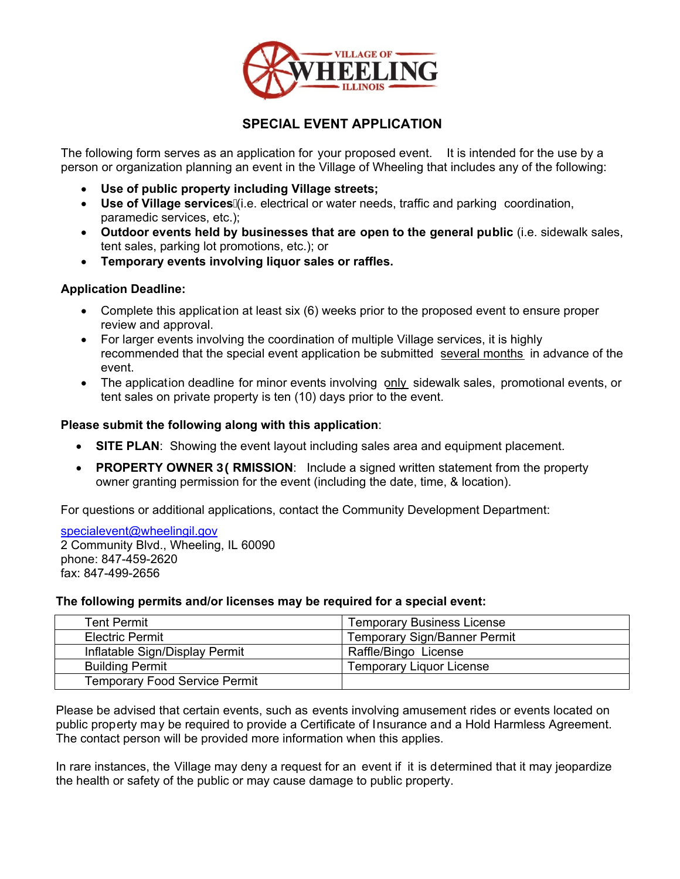# SPECIAL EVENT APPLICATION

The following form serves as an application for your proposed event. It is intended for the use by a person or organization planning an event in the Village of Wheeling that includes any of the following:

- **Use of public property including Village streets;**
- **Use of Village services** (i.e. electrical or water needs, traffic and parking coordination, paramedic services, etc.);
- **Outdoor events held by businesses that are open to the general public** (i.e. sidewalk sales, tent sales, parking lot promotions, etc.); or
- **Temporary events involving liquor sales or raffles.**

**Application Deadline:**

- Complete this application at least six (6) weeks prior to the proposed event to ensure proper review and approval.
- For larger events involving the coordination of multiple Village services, it is highly recommended that the special event application be submitted several months in advance of the event.
- The application deadline for minor events involving only sidewalk sales, promotional events, or tent sales on private property is ten (10) days prior to the event.

**Please submit the following along with this application**:

- **SITE PLAN**: Showing the event layout including sales area and equipment placement.
- **PROPERTY OWNER 3( RMISSION**: Include a signed written statement from the property owner granting permission for the event (including the date, time, & location).

For questions or additional applications, contact the Community Development Department:

specialevent@wheelingil.gov
2 Community Blvd., Wheeling, IL 60090
phone: 847-459-2620
fax: 847-499-2656

**The following permits and/or licenses may be required for a special event:**

| | |
|---|---|
| Tent Permit | Temporary Business License |
| Electric Permit | Temporary Sign/Banner Permit |
| Inflatable Sign/Display Permit | Raffle/Bingo License |
| Building Permit | Temporary Liquor License |
| Temporary Food Service Permit | |

Please be advised that certain events, such as events involving amusement rides or events located on public property may be required to provide a Certificate of Insurance and a Hold Harmless Agreement. The contact person will be provided more information when this applies.

In rare instances, the Village may deny a request for an event if it is determined that it may jeopardize the health or safety of the public or may cause damage to public property.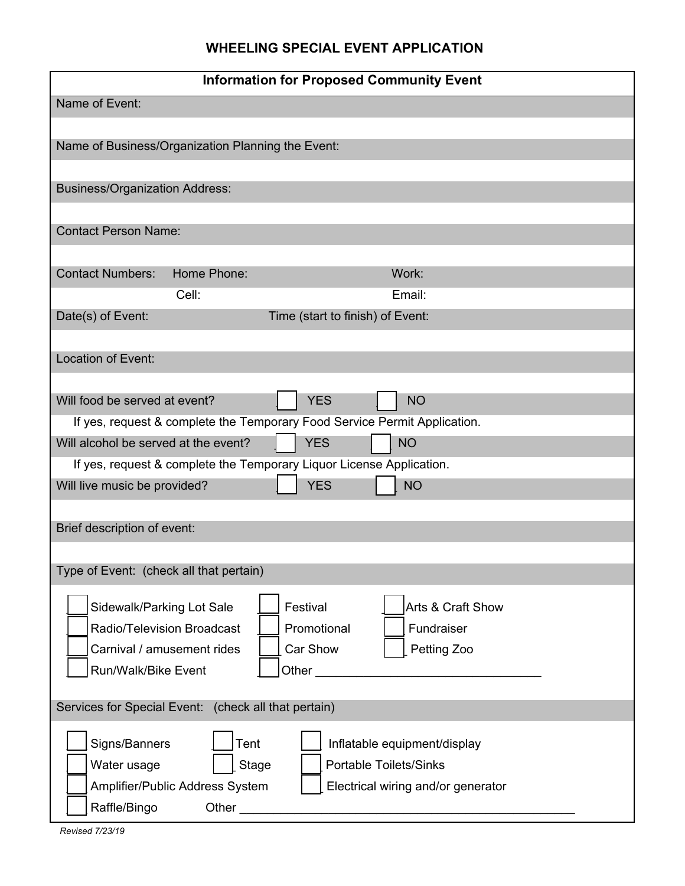# WHEELING SPECIAL EVENT APPLICATION

## Information for Proposed Community Event

Name of Event:

Name of Business/Organization Planning the Event:

Business/Organization Address:

Contact Person Name:

Contact Numbers: Home Phone: Work:

Cell: Email:

Date(s) of Event: Time (start to finish) of Event:

Location of Event:

Will food be served at event? ☐ YES ☐ NO

If yes, request & complete the Temporary Food Service Permit Application.

Will alcohol be served at the event? ☐ YES ☐ NO

If yes, request & complete the Temporary Liquor License Application.

Will live music be provided? ☐ YES ☐ NO

Brief description of event:

Type of Event: (check all that pertain)

| | | |
|---|---|---|
| ☐ Sidewalk/Parking Lot Sale | ☐ Festival | ☐ Arts & Craft Show |
| ☐ Radio/Television Broadcast | ☐ Promotional | ☐ Fundraiser |
| ☐ Carnival / amusement rides | ☐ Car Show | ☐ Petting Zoo |
| ☐ Run/Walk/Bike Event | ☐ Other _________________________________ | |

Services for Special Event: (check all that pertain)

| | | |
|---|---|---|
| ☐ Signs/Banners | ☐ Tent | ☐ Inflatable equipment/display |
| ☐ Water usage | ☐ Stage | ☐ Portable Toilets/Sinks |
| ☐ Amplifier/Public Address System | | ☐ Electrical wiring and/or generator |
| ☐ Raffle/Bingo | Other _________________________________________________ | |

*Revised 7/23/19*